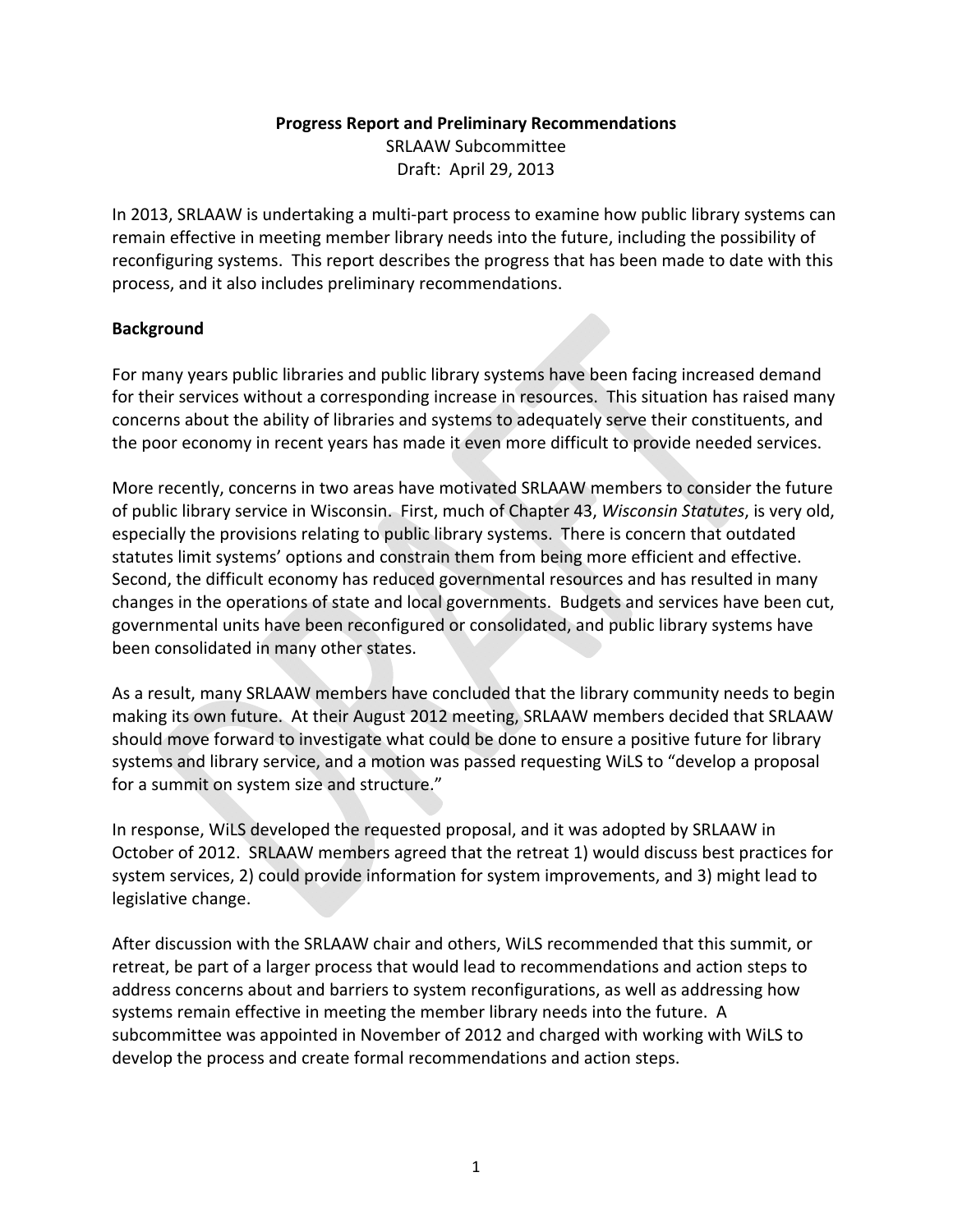**Progress Report and Preliminary Recommendations**

SRLAAW Subcommittee

Draft: April 29, 2013

In 2013, SRLAAW is undertaking a multi-part process to examine how public library systems can remain effective in meeting member library needs into the future, including the possibility of reconfiguring systems. This report describes the progress that has been made to date with this process, and it also includes preliminary recommendations.

## Background

For many years public libraries and public library systems have been facing increased demand for their services without a corresponding increase in resources. This situation has raised many concerns about the ability of libraries and systems to adequately serve their constituents, and the poor economy in recent years has made it even more difficult to provide needed services.

More recently, concerns in two areas have motivated SRLAAW members to consider the future of public library service in Wisconsin. First, much of Chapter 43, *Wisconsin Statutes*, is very old, especially the provisions relating to public library systems. There is concern that outdated statutes limit systems' options and constrain them from being more efficient and effective. Second, the difficult economy has reduced governmental resources and has resulted in many changes in the operations of state and local governments. Budgets and services have been cut, governmental units have been reconfigured or consolidated, and public library systems have been consolidated in many other states.

As a result, many SRLAAW members have concluded that the library community needs to begin making its own future. At their August 2012 meeting, SRLAAW members decided that SRLAAW should move forward to investigate what could be done to ensure a positive future for library systems and library service, and a motion was passed requesting WiLS to "develop a proposal for a summit on system size and structure."

In response, WiLS developed the requested proposal, and it was adopted by SRLAAW in October of 2012. SRLAAW members agreed that the retreat 1) would discuss best practices for system services, 2) could provide information for system improvements, and 3) might lead to legislative change.

After discussion with the SRLAAW chair and others, WiLS recommended that this summit, or retreat, be part of a larger process that would lead to recommendations and action steps to address concerns about and barriers to system reconfigurations, as well as addressing how systems remain effective in meeting the member library needs into the future. A subcommittee was appointed in November of 2012 and charged with working with WiLS to develop the process and create formal recommendations and action steps.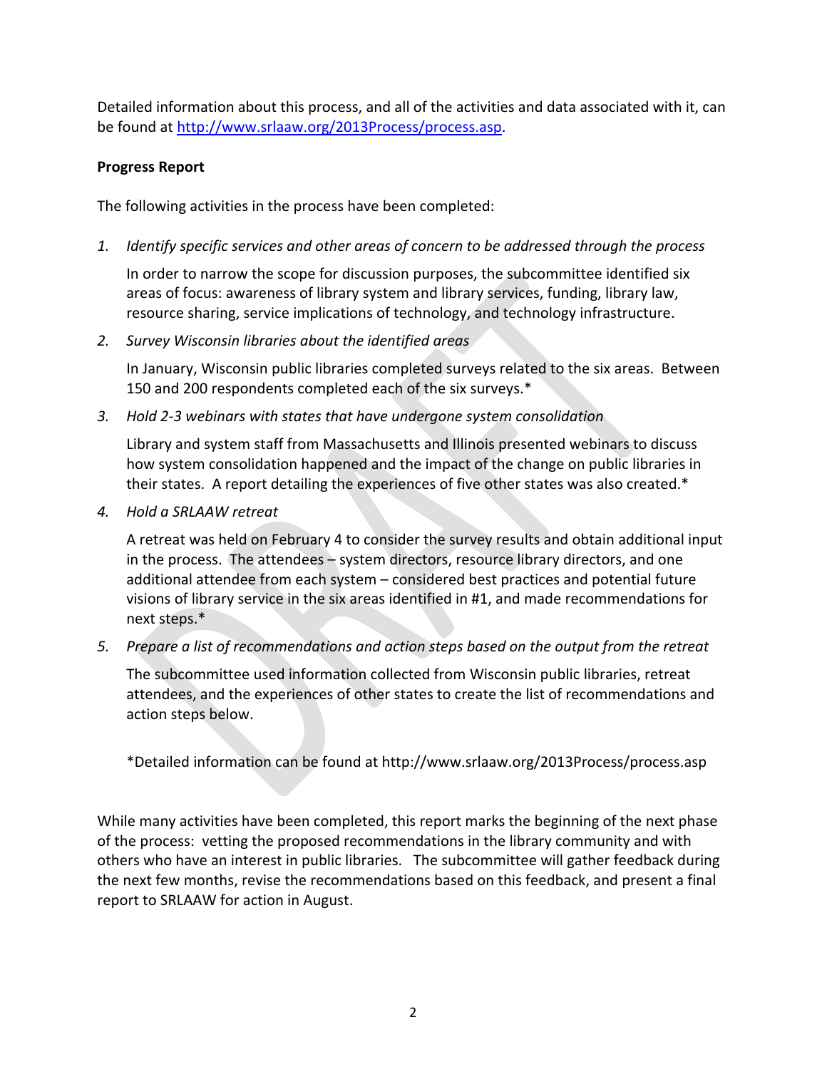Detailed information about this process, and all of the activities and data associated with it, can be found at http://www.srlaaw.org/2013Process/process.asp.

**Progress Report**

The following activities in the process have been completed:

1. *Identify specific services and other areas of concern to be addressed through the process*

   In order to narrow the scope for discussion purposes, the subcommittee identified six areas of focus: awareness of library system and library services, funding, library law, resource sharing, service implications of technology, and technology infrastructure.

2. *Survey Wisconsin libraries about the identified areas*

   In January, Wisconsin public libraries completed surveys related to the six areas. Between 150 and 200 respondents completed each of the six surveys.*

3. *Hold 2-3 webinars with states that have undergone system consolidation*

   Library and system staff from Massachusetts and Illinois presented webinars to discuss how system consolidation happened and the impact of the change on public libraries in their states. A report detailing the experiences of five other states was also created.*

4. *Hold a SRLAAW retreat*

   A retreat was held on February 4 to consider the survey results and obtain additional input in the process. The attendees – system directors, resource library directors, and one additional attendee from each system – considered best practices and potential future visions of library service in the six areas identified in #1, and made recommendations for next steps.*

5. *Prepare a list of recommendations and action steps based on the output from the retreat*

   The subcommittee used information collected from Wisconsin public libraries, retreat attendees, and the experiences of other states to create the list of recommendations and action steps below.

   *Detailed information can be found at http://www.srlaaw.org/2013Process/process.asp

While many activities have been completed, this report marks the beginning of the next phase of the process: vetting the proposed recommendations in the library community and with others who have an interest in public libraries. The subcommittee will gather feedback during the next few months, revise the recommendations based on this feedback, and present a final report to SRLAAW for action in August.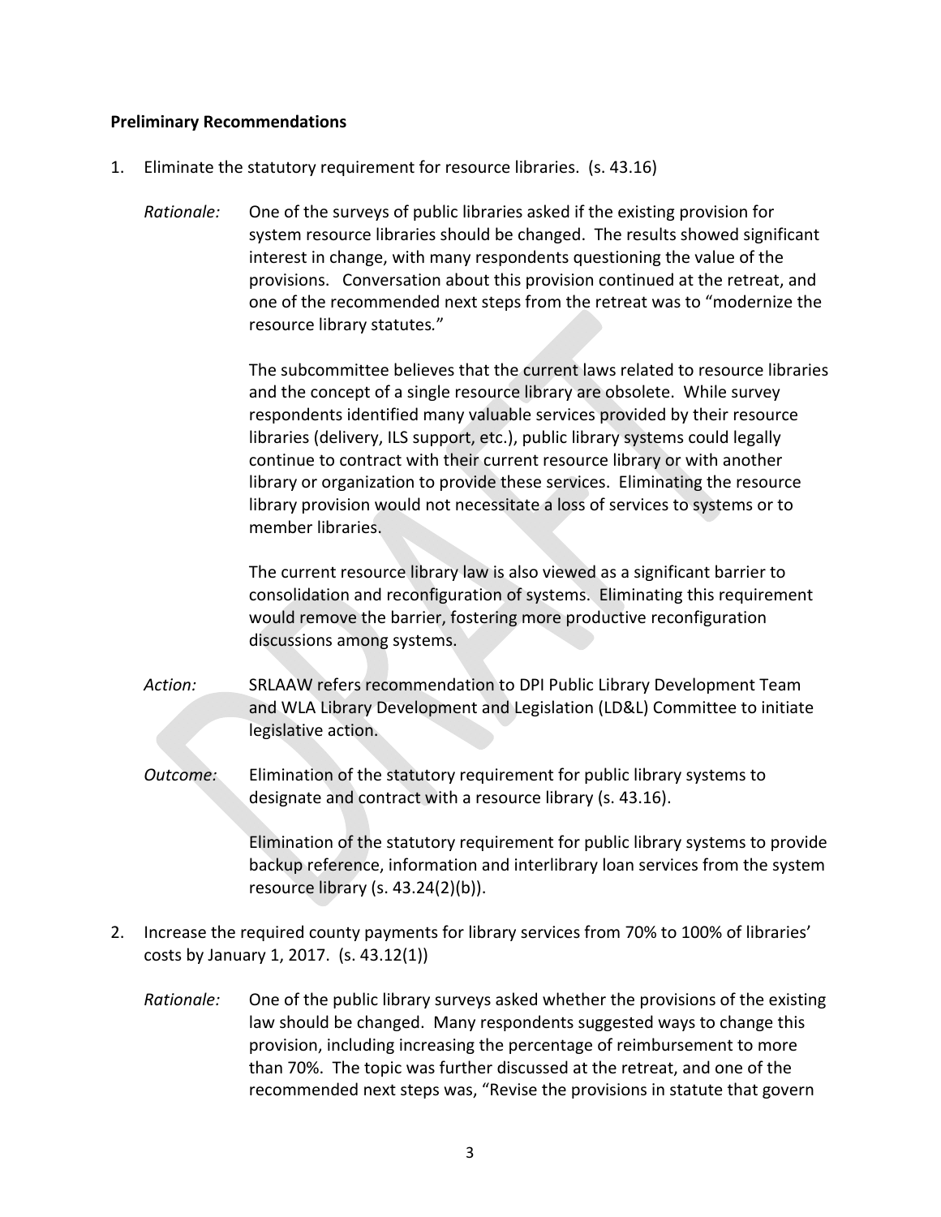**Preliminary Recommendations**

1. Eliminate the statutory requirement for resource libraries. (s. 43.16)

   *Rationale:* One of the surveys of public libraries asked if the existing provision for system resource libraries should be changed. The results showed significant interest in change, with many respondents questioning the value of the provisions. Conversation about this provision continued at the retreat, and one of the recommended next steps from the retreat was to "modernize the resource library statutes."

   The subcommittee believes that the current laws related to resource libraries and the concept of a single resource library are obsolete. While survey respondents identified many valuable services provided by their resource libraries (delivery, ILS support, etc.), public library systems could legally continue to contract with their current resource library or with another library or organization to provide these services. Eliminating the resource library provision would not necessitate a loss of services to systems or to member libraries.

   The current resource library law is also viewed as a significant barrier to consolidation and reconfiguration of systems. Eliminating this requirement would remove the barrier, fostering more productive reconfiguration discussions among systems.

   *Action:* SRLAAW refers recommendation to DPI Public Library Development Team and WLA Library Development and Legislation (LD&L) Committee to initiate legislative action.

   *Outcome:* Elimination of the statutory requirement for public library systems to designate and contract with a resource library (s. 43.16).

   Elimination of the statutory requirement for public library systems to provide backup reference, information and interlibrary loan services from the system resource library (s. 43.24(2)(b)).

2. Increase the required county payments for library services from 70% to 100% of libraries' costs by January 1, 2017. (s. 43.12(1))

   *Rationale:* One of the public library surveys asked whether the provisions of the existing law should be changed. Many respondents suggested ways to change this provision, including increasing the percentage of reimbursement to more than 70%. The topic was further discussed at the retreat, and one of the recommended next steps was, "Revise the provisions in statute that govern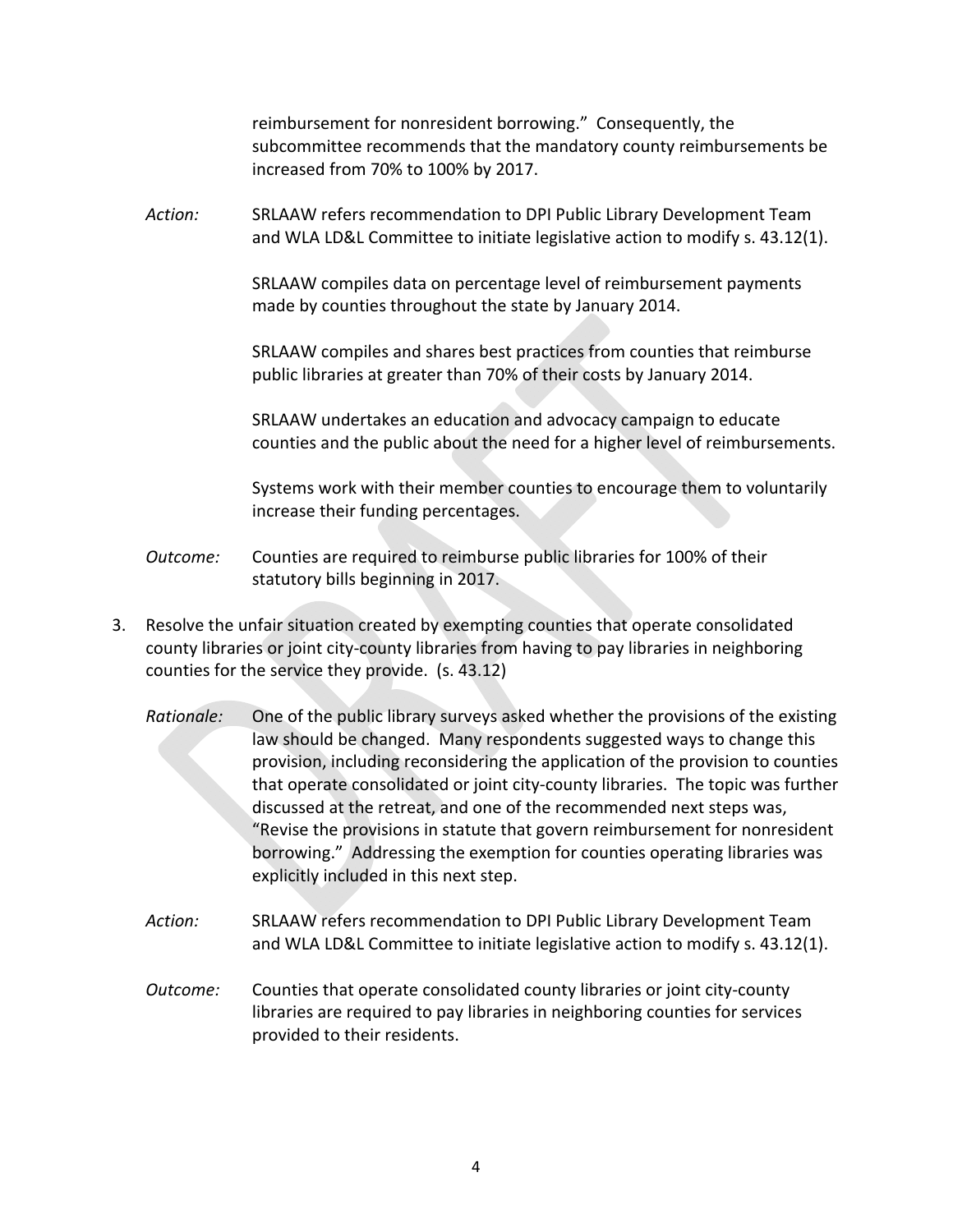reimbursement for nonresident borrowing." Consequently, the subcommittee recommends that the mandatory county reimbursements be increased from 70% to 100% by 2017.

*Action:* SRLAAW refers recommendation to DPI Public Library Development Team and WLA LD&L Committee to initiate legislative action to modify s. 43.12(1).

SRLAAW compiles data on percentage level of reimbursement payments made by counties throughout the state by January 2014.

SRLAAW compiles and shares best practices from counties that reimburse public libraries at greater than 70% of their costs by January 2014.

SRLAAW undertakes an education and advocacy campaign to educate counties and the public about the need for a higher level of reimbursements.

Systems work with their member counties to encourage them to voluntarily increase their funding percentages.

*Outcome:* Counties are required to reimburse public libraries for 100% of their statutory bills beginning in 2017.

3. Resolve the unfair situation created by exempting counties that operate consolidated county libraries or joint city-county libraries from having to pay libraries in neighboring counties for the service they provide. (s. 43.12)

   *Rationale:* One of the public library surveys asked whether the provisions of the existing law should be changed. Many respondents suggested ways to change this provision, including reconsidering the application of the provision to counties that operate consolidated or joint city-county libraries. The topic was further discussed at the retreat, and one of the recommended next steps was, "Revise the provisions in statute that govern reimbursement for nonresident borrowing." Addressing the exemption for counties operating libraries was explicitly included in this next step.

   *Action:* SRLAAW refers recommendation to DPI Public Library Development Team and WLA LD&L Committee to initiate legislative action to modify s. 43.12(1).

   *Outcome:* Counties that operate consolidated county libraries or joint city-county libraries are required to pay libraries in neighboring counties for services provided to their residents.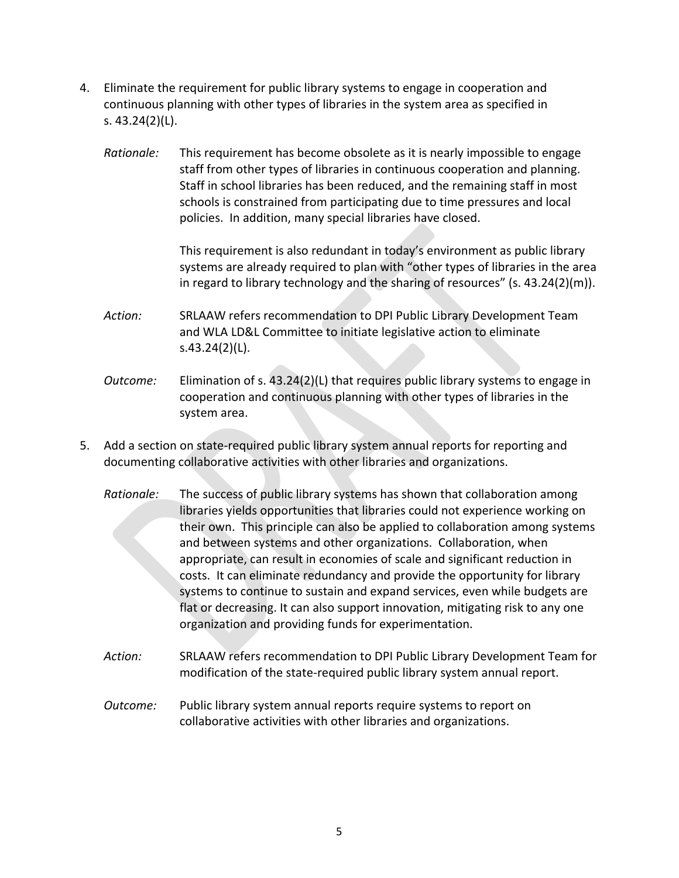4. Eliminate the requirement for public library systems to engage in cooperation and continuous planning with other types of libraries in the system area as specified in s. 43.24(2)(L).

   *Rationale:* This requirement has become obsolete as it is nearly impossible to engage staff from other types of libraries in continuous cooperation and planning. Staff in school libraries has been reduced, and the remaining staff in most schools is constrained from participating due to time pressures and local policies. In addition, many special libraries have closed.

   This requirement is also redundant in today's environment as public library systems are already required to plan with "other types of libraries in the area in regard to library technology and the sharing of resources" (s. 43.24(2)(m)).

   *Action:* SRLAAW refers recommendation to DPI Public Library Development Team and WLA LD&L Committee to initiate legislative action to eliminate s.43.24(2)(L).

   *Outcome:* Elimination of s. 43.24(2)(L) that requires public library systems to engage in cooperation and continuous planning with other types of libraries in the system area.

5. Add a section on state-required public library system annual reports for reporting and documenting collaborative activities with other libraries and organizations.

   *Rationale:* The success of public library systems has shown that collaboration among libraries yields opportunities that libraries could not experience working on their own. This principle can also be applied to collaboration among systems and between systems and other organizations. Collaboration, when appropriate, can result in economies of scale and significant reduction in costs. It can eliminate redundancy and provide the opportunity for library systems to continue to sustain and expand services, even while budgets are flat or decreasing. It can also support innovation, mitigating risk to any one organization and providing funds for experimentation.

   *Action:* SRLAAW refers recommendation to DPI Public Library Development Team for modification of the state-required public library system annual report.

   *Outcome:* Public library system annual reports require systems to report on collaborative activities with other libraries and organizations.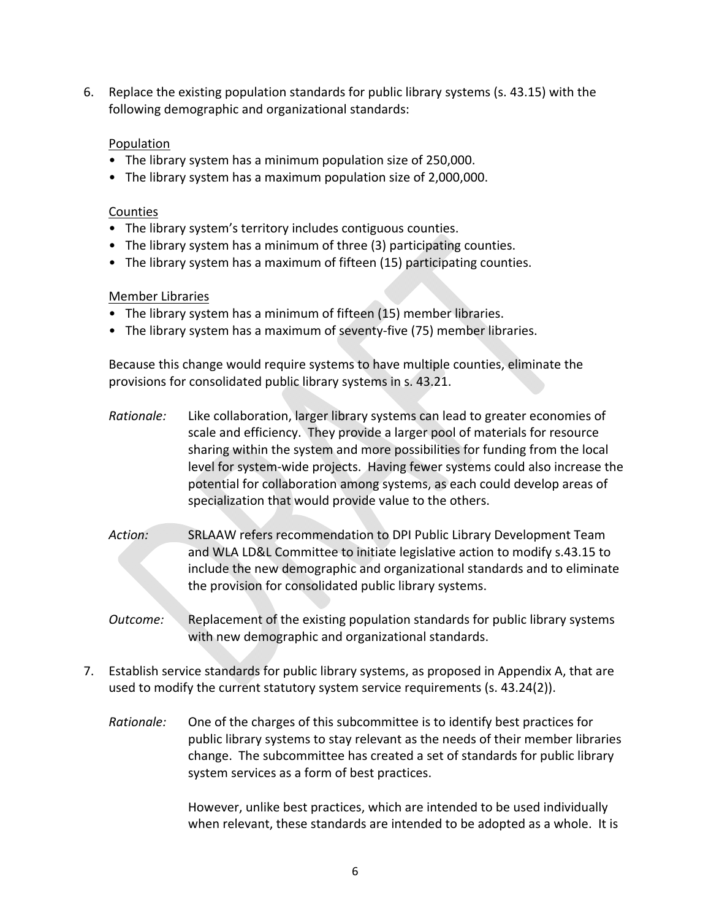6. Replace the existing population standards for public library systems (s. 43.15) with the following demographic and organizational standards:

   <u>Population</u>

   - The library system has a minimum population size of 250,000.
   - The library system has a maximum population size of 2,000,000.

   <u>Counties</u>

   - The library system's territory includes contiguous counties.
   - The library system has a minimum of three (3) participating counties.
   - The library system has a maximum of fifteen (15) participating counties.

   <u>Member Libraries</u>

   - The library system has a minimum of fifteen (15) member libraries.
   - The library system has a maximum of seventy-five (75) member libraries.

   Because this change would require systems to have multiple counties, eliminate the provisions for consolidated public library systems in s. 43.21.

   *Rationale:* Like collaboration, larger library systems can lead to greater economies of scale and efficiency. They provide a larger pool of materials for resource sharing within the system and more possibilities for funding from the local level for system-wide projects. Having fewer systems could also increase the potential for collaboration among systems, as each could develop areas of specialization that would provide value to the others.

   *Action:* SRLAAW refers recommendation to DPI Public Library Development Team and WLA LD&L Committee to initiate legislative action to modify s.43.15 to include the new demographic and organizational standards and to eliminate the provision for consolidated public library systems.

   *Outcome:* Replacement of the existing population standards for public library systems with new demographic and organizational standards.

7. Establish service standards for public library systems, as proposed in Appendix A, that are used to modify the current statutory system service requirements (s. 43.24(2)).

   *Rationale:* One of the charges of this subcommittee is to identify best practices for public library systems to stay relevant as the needs of their member libraries change. The subcommittee has created a set of standards for public library system services as a form of best practices.

   However, unlike best practices, which are intended to be used individually when relevant, these standards are intended to be adopted as a whole. It is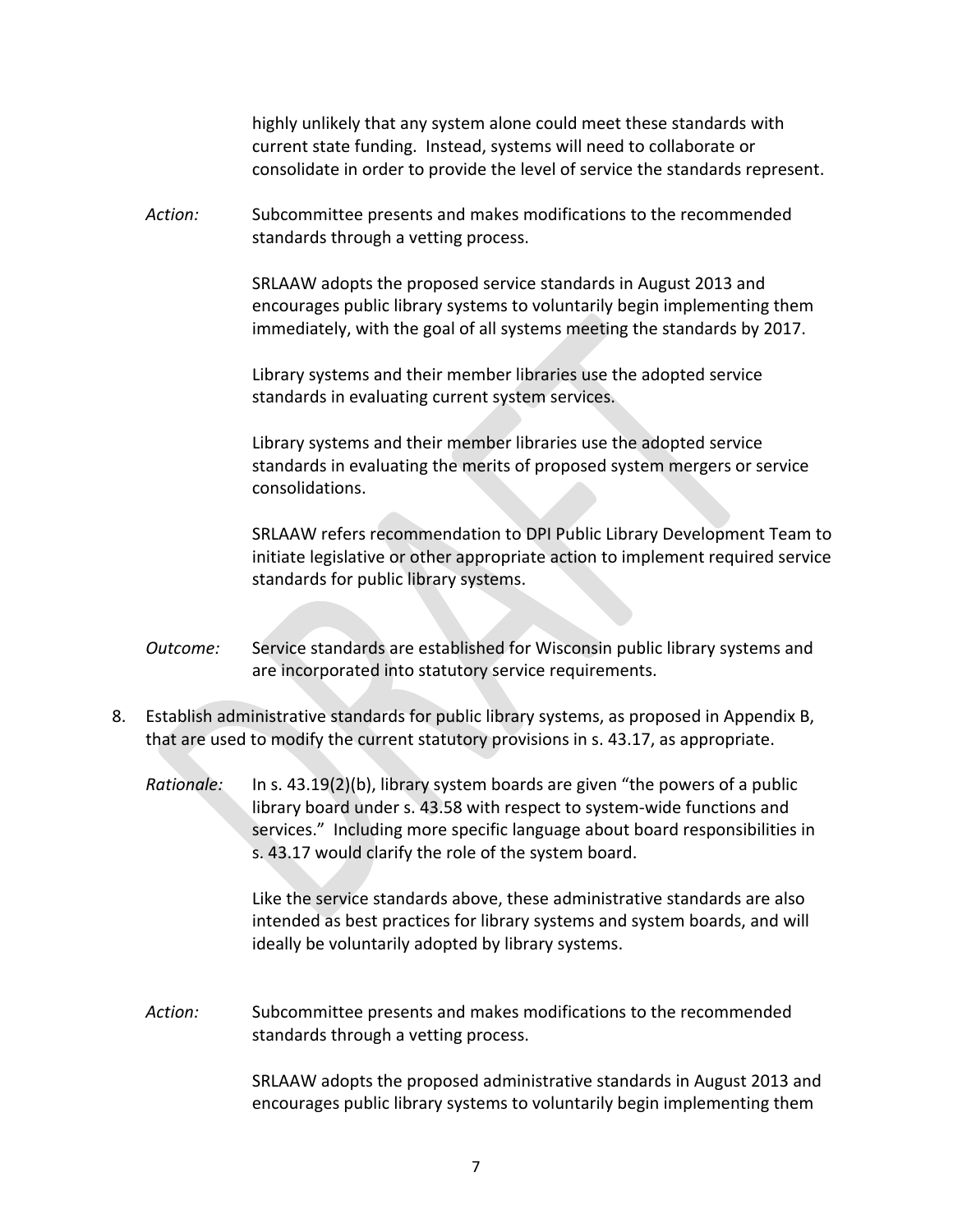highly unlikely that any system alone could meet these standards with current state funding. Instead, systems will need to collaborate or consolidate in order to provide the level of service the standards represent.

*Action:* Subcommittee presents and makes modifications to the recommended standards through a vetting process.

SRLAAW adopts the proposed service standards in August 2013 and encourages public library systems to voluntarily begin implementing them immediately, with the goal of all systems meeting the standards by 2017.

Library systems and their member libraries use the adopted service standards in evaluating current system services.

Library systems and their member libraries use the adopted service standards in evaluating the merits of proposed system mergers or service consolidations.

SRLAAW refers recommendation to DPI Public Library Development Team to initiate legislative or other appropriate action to implement required service standards for public library systems.

*Outcome:* Service standards are established for Wisconsin public library systems and are incorporated into statutory service requirements.

8. Establish administrative standards for public library systems, as proposed in Appendix B, that are used to modify the current statutory provisions in s. 43.17, as appropriate.

*Rationale:* In s. 43.19(2)(b), library system boards are given "the powers of a public library board under s. 43.58 with respect to system-wide functions and services." Including more specific language about board responsibilities in s. 43.17 would clarify the role of the system board.

Like the service standards above, these administrative standards are also intended as best practices for library systems and system boards, and will ideally be voluntarily adopted by library systems.

*Action:* Subcommittee presents and makes modifications to the recommended standards through a vetting process.

SRLAAW adopts the proposed administrative standards in August 2013 and encourages public library systems to voluntarily begin implementing them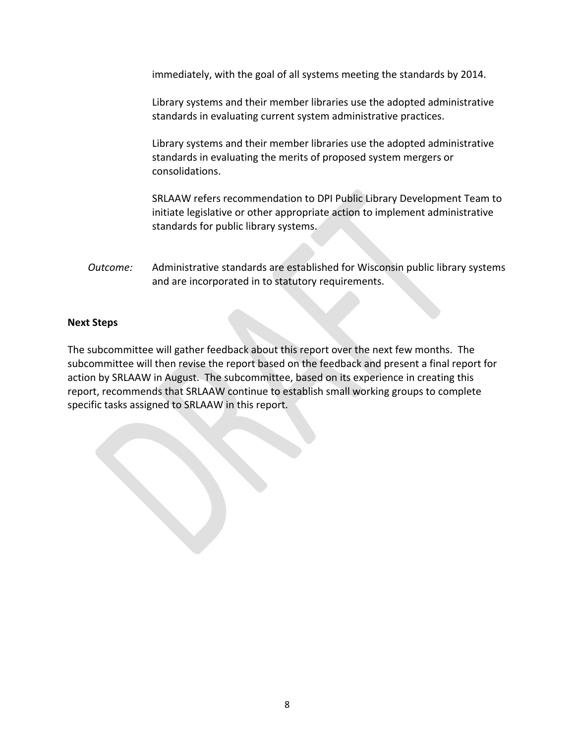immediately, with the goal of all systems meeting the standards by 2014.

Library systems and their member libraries use the adopted administrative standards in evaluating current system administrative practices.

Library systems and their member libraries use the adopted administrative standards in evaluating the merits of proposed system mergers or consolidations.

SRLAAW refers recommendation to DPI Public Library Development Team to initiate legislative or other appropriate action to implement administrative standards for public library systems.

*Outcome:* Administrative standards are established for Wisconsin public library systems and are incorporated in to statutory requirements.

**Next Steps**

The subcommittee will gather feedback about this report over the next few months. The subcommittee will then revise the report based on the feedback and present a final report for action by SRLAAW in August. The subcommittee, based on its experience in creating this report, recommends that SRLAAW continue to establish small working groups to complete specific tasks assigned to SRLAAW in this report.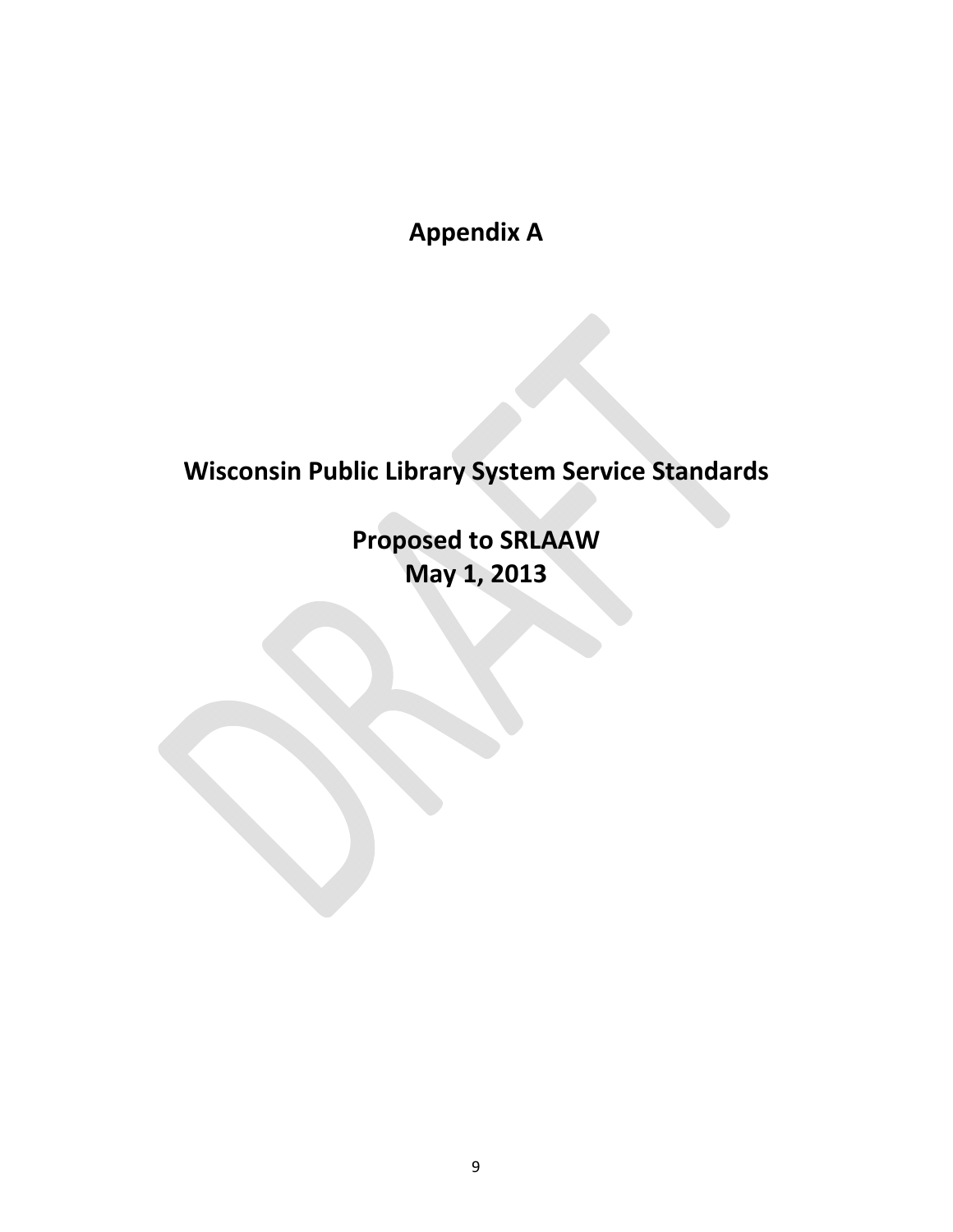# Appendix A

# Wisconsin Public Library System Service Standards

## Proposed to SRLAAW
## May 1, 2013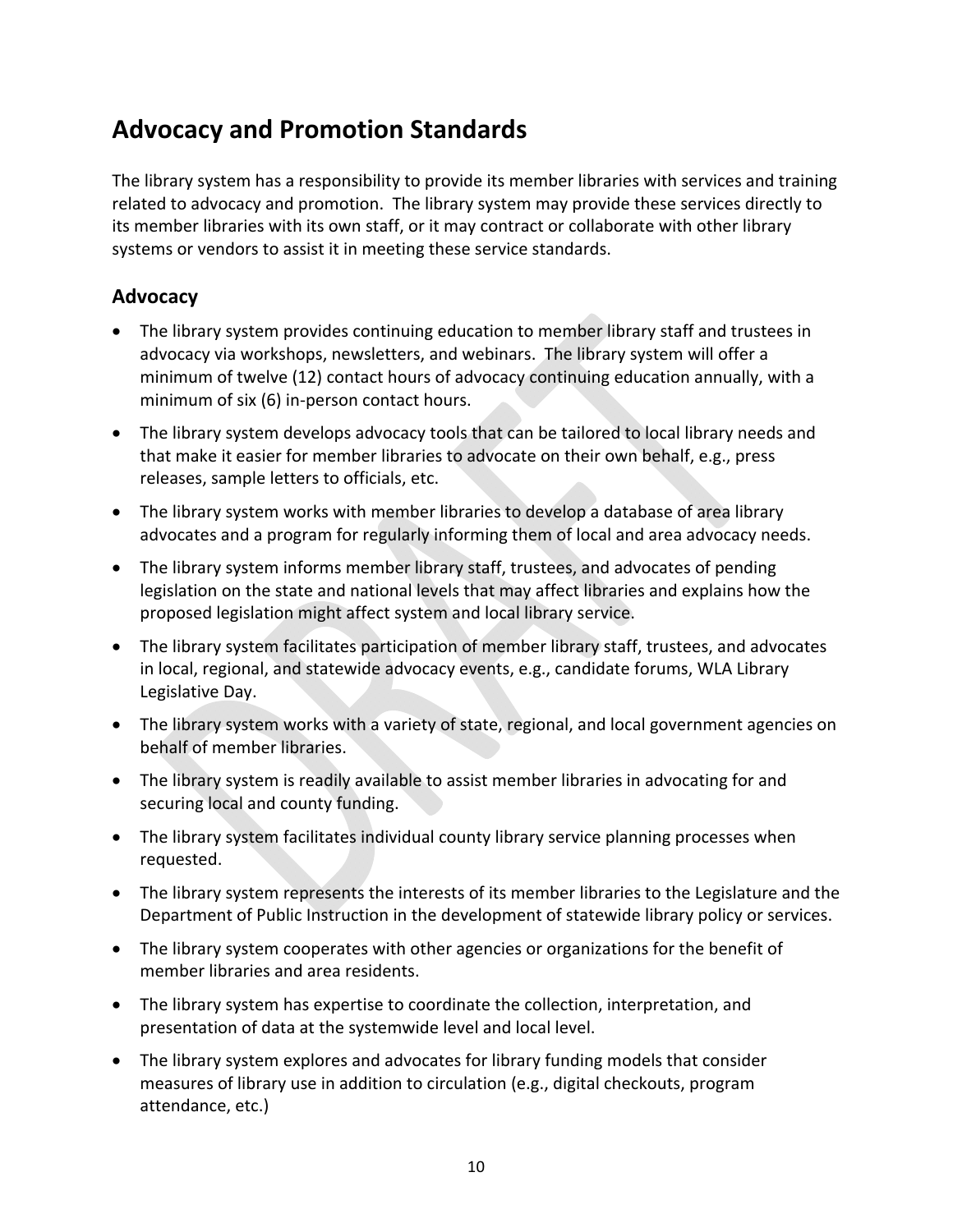# Advocacy and Promotion Standards

The library system has a responsibility to provide its member libraries with services and training related to advocacy and promotion. The library system may provide these services directly to its member libraries with its own staff, or it may contract or collaborate with other library systems or vendors to assist it in meeting these service standards.

## Advocacy

- The library system provides continuing education to member library staff and trustees in advocacy via workshops, newsletters, and webinars. The library system will offer a minimum of twelve (12) contact hours of advocacy continuing education annually, with a minimum of six (6) in-person contact hours.
- The library system develops advocacy tools that can be tailored to local library needs and that make it easier for member libraries to advocate on their own behalf, e.g., press releases, sample letters to officials, etc.
- The library system works with member libraries to develop a database of area library advocates and a program for regularly informing them of local and area advocacy needs.
- The library system informs member library staff, trustees, and advocates of pending legislation on the state and national levels that may affect libraries and explains how the proposed legislation might affect system and local library service.
- The library system facilitates participation of member library staff, trustees, and advocates in local, regional, and statewide advocacy events, e.g., candidate forums, WLA Library Legislative Day.
- The library system works with a variety of state, regional, and local government agencies on behalf of member libraries.
- The library system is readily available to assist member libraries in advocating for and securing local and county funding.
- The library system facilitates individual county library service planning processes when requested.
- The library system represents the interests of its member libraries to the Legislature and the Department of Public Instruction in the development of statewide library policy or services.
- The library system cooperates with other agencies or organizations for the benefit of member libraries and area residents.
- The library system has expertise to coordinate the collection, interpretation, and presentation of data at the systemwide level and local level.
- The library system explores and advocates for library funding models that consider measures of library use in addition to circulation (e.g., digital checkouts, program attendance, etc.)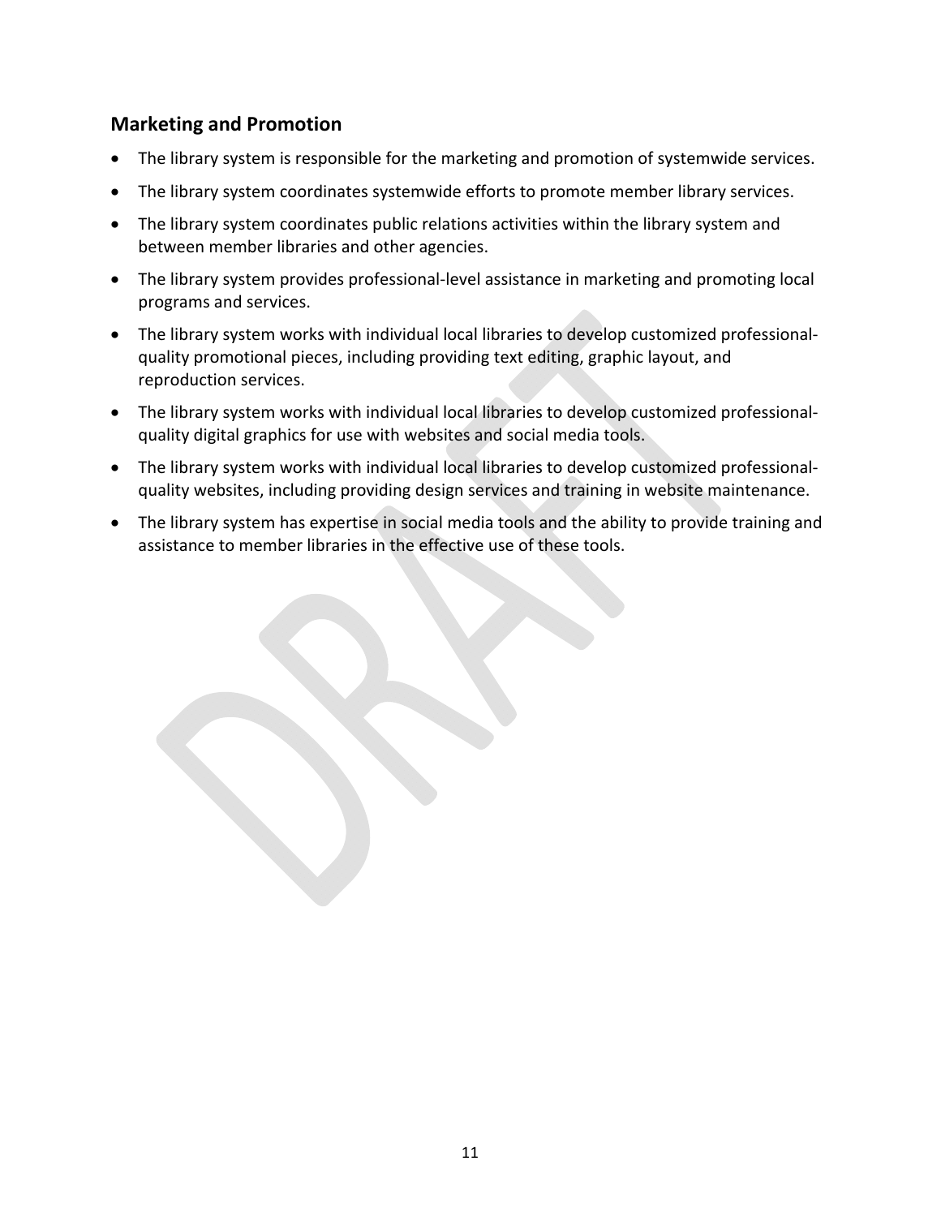## Marketing and Promotion

- The library system is responsible for the marketing and promotion of systemwide services.
- The library system coordinates systemwide efforts to promote member library services.
- The library system coordinates public relations activities within the library system and between member libraries and other agencies.
- The library system provides professional-level assistance in marketing and promoting local programs and services.
- The library system works with individual local libraries to develop customized professional-quality promotional pieces, including providing text editing, graphic layout, and reproduction services.
- The library system works with individual local libraries to develop customized professional-quality digital graphics for use with websites and social media tools.
- The library system works with individual local libraries to develop customized professional-quality websites, including providing design services and training in website maintenance.
- The library system has expertise in social media tools and the ability to provide training and assistance to member libraries in the effective use of these tools.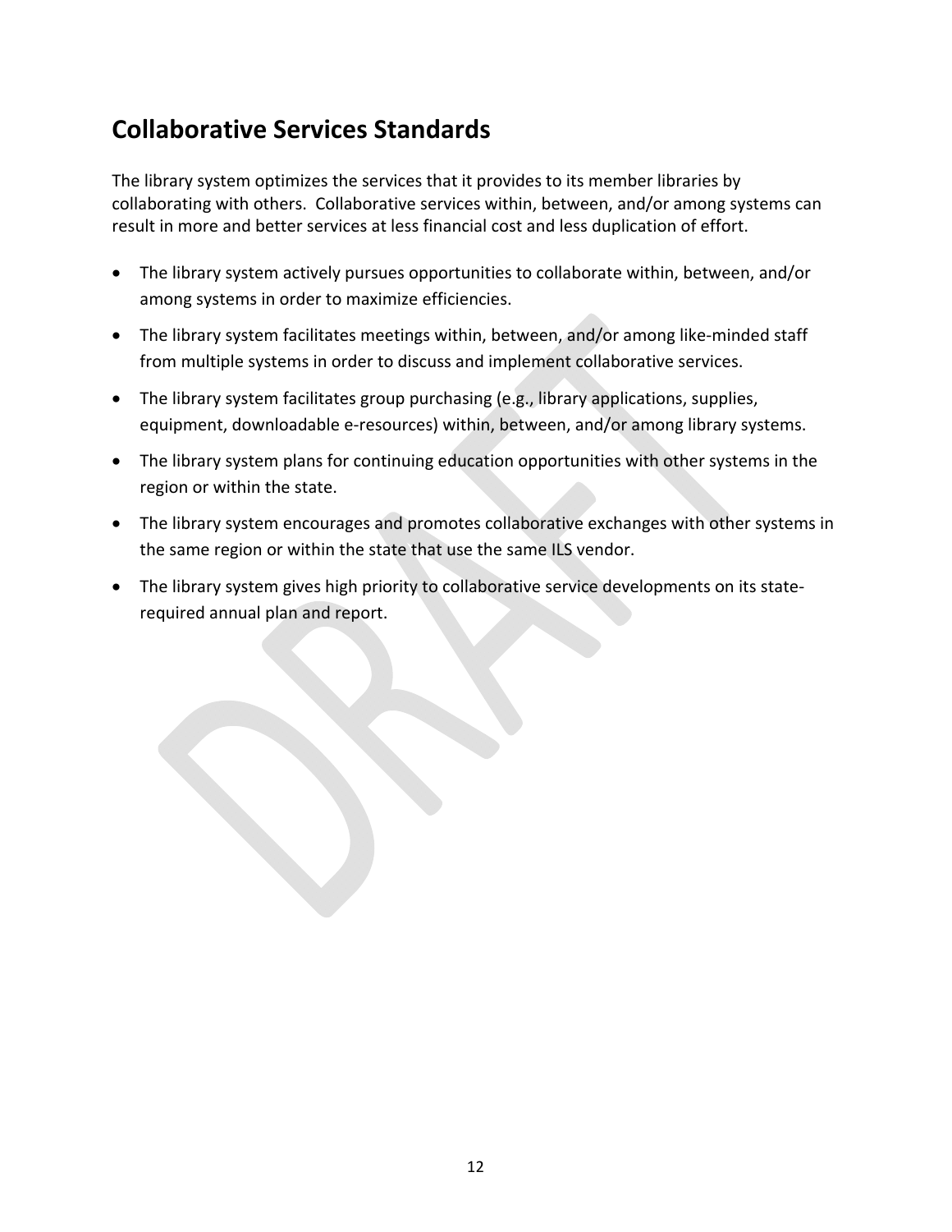## Collaborative Services Standards

The library system optimizes the services that it provides to its member libraries by collaborating with others. Collaborative services within, between, and/or among systems can result in more and better services at less financial cost and less duplication of effort.

- The library system actively pursues opportunities to collaborate within, between, and/or among systems in order to maximize efficiencies.
- The library system facilitates meetings within, between, and/or among like-minded staff from multiple systems in order to discuss and implement collaborative services.
- The library system facilitates group purchasing (e.g., library applications, supplies, equipment, downloadable e-resources) within, between, and/or among library systems.
- The library system plans for continuing education opportunities with other systems in the region or within the state.
- The library system encourages and promotes collaborative exchanges with other systems in the same region or within the state that use the same ILS vendor.
- The library system gives high priority to collaborative service developments on its state-required annual plan and report.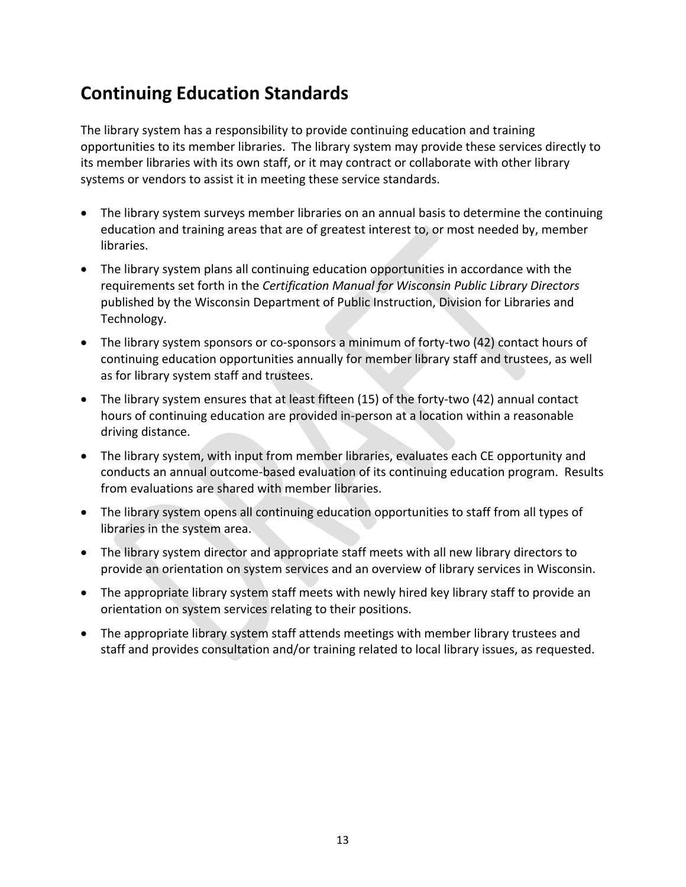## Continuing Education Standards

The library system has a responsibility to provide continuing education and training opportunities to its member libraries. The library system may provide these services directly to its member libraries with its own staff, or it may contract or collaborate with other library systems or vendors to assist it in meeting these service standards.

- The library system surveys member libraries on an annual basis to determine the continuing education and training areas that are of greatest interest to, or most needed by, member libraries.
- The library system plans all continuing education opportunities in accordance with the requirements set forth in the *Certification Manual for Wisconsin Public Library Directors* published by the Wisconsin Department of Public Instruction, Division for Libraries and Technology.
- The library system sponsors or co-sponsors a minimum of forty-two (42) contact hours of continuing education opportunities annually for member library staff and trustees, as well as for library system staff and trustees.
- The library system ensures that at least fifteen (15) of the forty-two (42) annual contact hours of continuing education are provided in-person at a location within a reasonable driving distance.
- The library system, with input from member libraries, evaluates each CE opportunity and conducts an annual outcome-based evaluation of its continuing education program. Results from evaluations are shared with member libraries.
- The library system opens all continuing education opportunities to staff from all types of libraries in the system area.
- The library system director and appropriate staff meets with all new library directors to provide an orientation on system services and an overview of library services in Wisconsin.
- The appropriate library system staff meets with newly hired key library staff to provide an orientation on system services relating to their positions.
- The appropriate library system staff attends meetings with member library trustees and staff and provides consultation and/or training related to local library issues, as requested.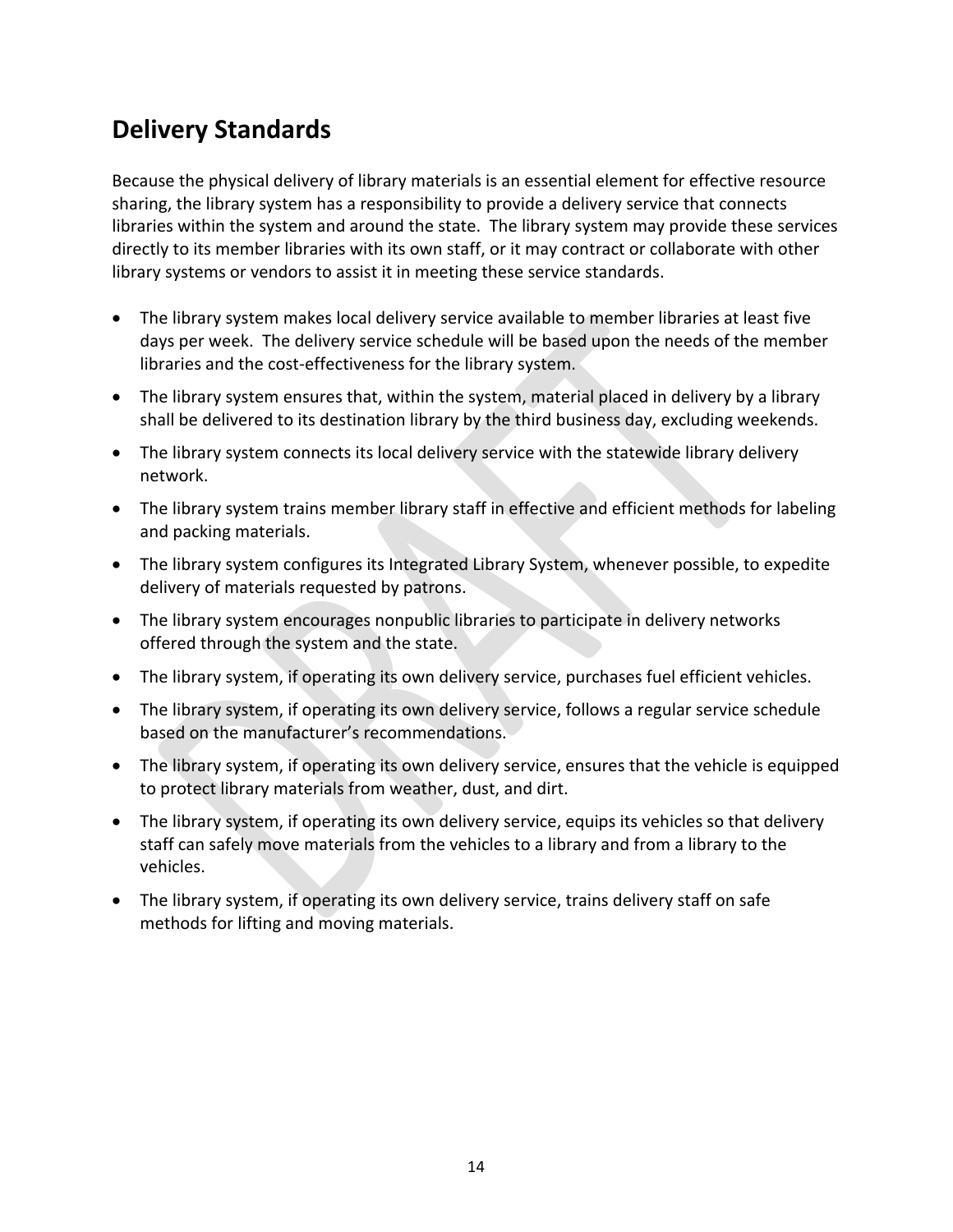## Delivery Standards

Because the physical delivery of library materials is an essential element for effective resource sharing, the library system has a responsibility to provide a delivery service that connects libraries within the system and around the state. The library system may provide these services directly to its member libraries with its own staff, or it may contract or collaborate with other library systems or vendors to assist it in meeting these service standards.

- The library system makes local delivery service available to member libraries at least five days per week. The delivery service schedule will be based upon the needs of the member libraries and the cost-effectiveness for the library system.
- The library system ensures that, within the system, material placed in delivery by a library shall be delivered to its destination library by the third business day, excluding weekends.
- The library system connects its local delivery service with the statewide library delivery network.
- The library system trains member library staff in effective and efficient methods for labeling and packing materials.
- The library system configures its Integrated Library System, whenever possible, to expedite delivery of materials requested by patrons.
- The library system encourages nonpublic libraries to participate in delivery networks offered through the system and the state.
- The library system, if operating its own delivery service, purchases fuel efficient vehicles.
- The library system, if operating its own delivery service, follows a regular service schedule based on the manufacturer's recommendations.
- The library system, if operating its own delivery service, ensures that the vehicle is equipped to protect library materials from weather, dust, and dirt.
- The library system, if operating its own delivery service, equips its vehicles so that delivery staff can safely move materials from the vehicles to a library and from a library to the vehicles.
- The library system, if operating its own delivery service, trains delivery staff on safe methods for lifting and moving materials.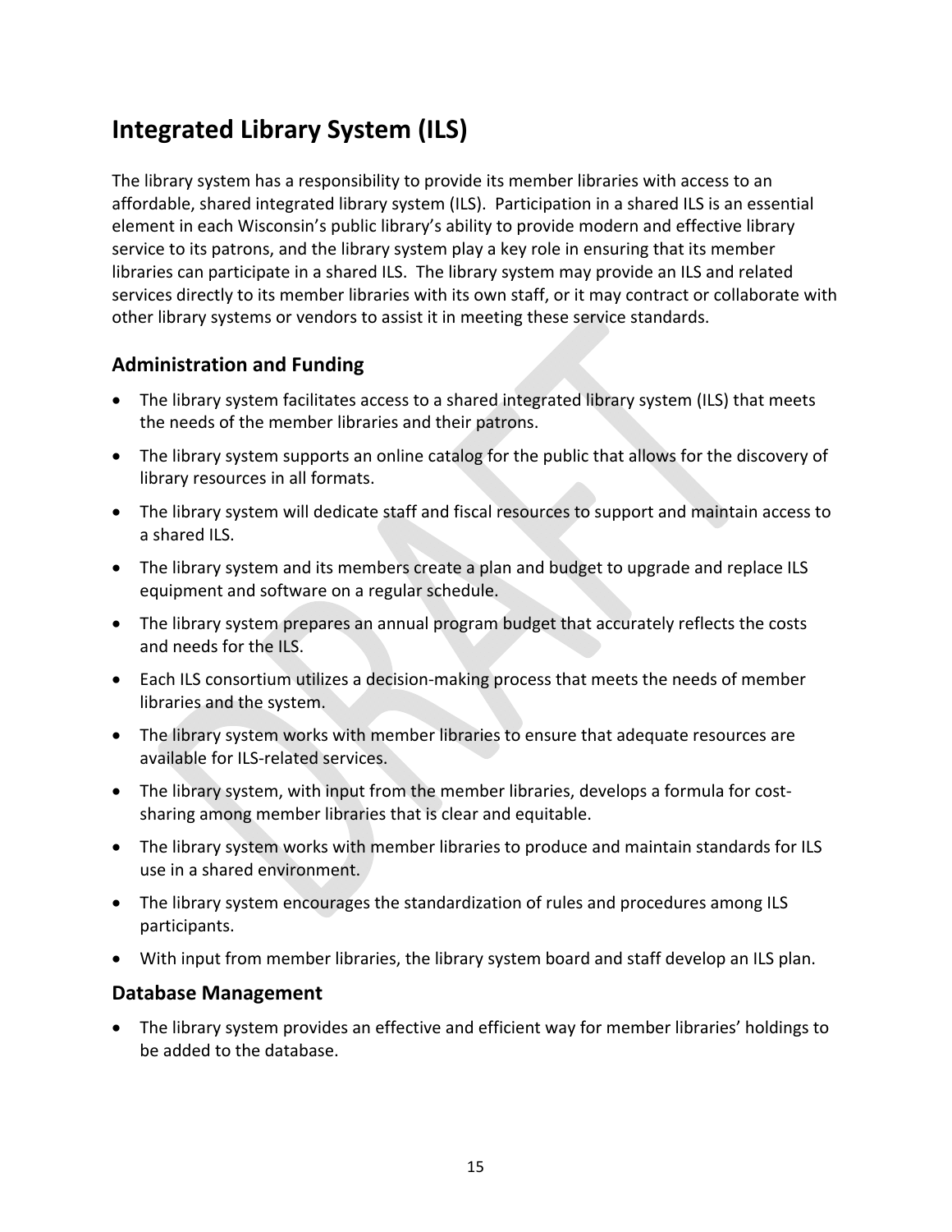# Integrated Library System (ILS)

The library system has a responsibility to provide its member libraries with access to an affordable, shared integrated library system (ILS). Participation in a shared ILS is an essential element in each Wisconsin's public library's ability to provide modern and effective library service to its patrons, and the library system play a key role in ensuring that its member libraries can participate in a shared ILS. The library system may provide an ILS and related services directly to its member libraries with its own staff, or it may contract or collaborate with other library systems or vendors to assist it in meeting these service standards.

## Administration and Funding

- The library system facilitates access to a shared integrated library system (ILS) that meets the needs of the member libraries and their patrons.
- The library system supports an online catalog for the public that allows for the discovery of library resources in all formats.
- The library system will dedicate staff and fiscal resources to support and maintain access to a shared ILS.
- The library system and its members create a plan and budget to upgrade and replace ILS equipment and software on a regular schedule.
- The library system prepares an annual program budget that accurately reflects the costs and needs for the ILS.
- Each ILS consortium utilizes a decision-making process that meets the needs of member libraries and the system.
- The library system works with member libraries to ensure that adequate resources are available for ILS-related services.
- The library system, with input from the member libraries, develops a formula for cost-sharing among member libraries that is clear and equitable.
- The library system works with member libraries to produce and maintain standards for ILS use in a shared environment.
- The library system encourages the standardization of rules and procedures among ILS participants.
- With input from member libraries, the library system board and staff develop an ILS plan.

## Database Management

- The library system provides an effective and efficient way for member libraries' holdings to be added to the database.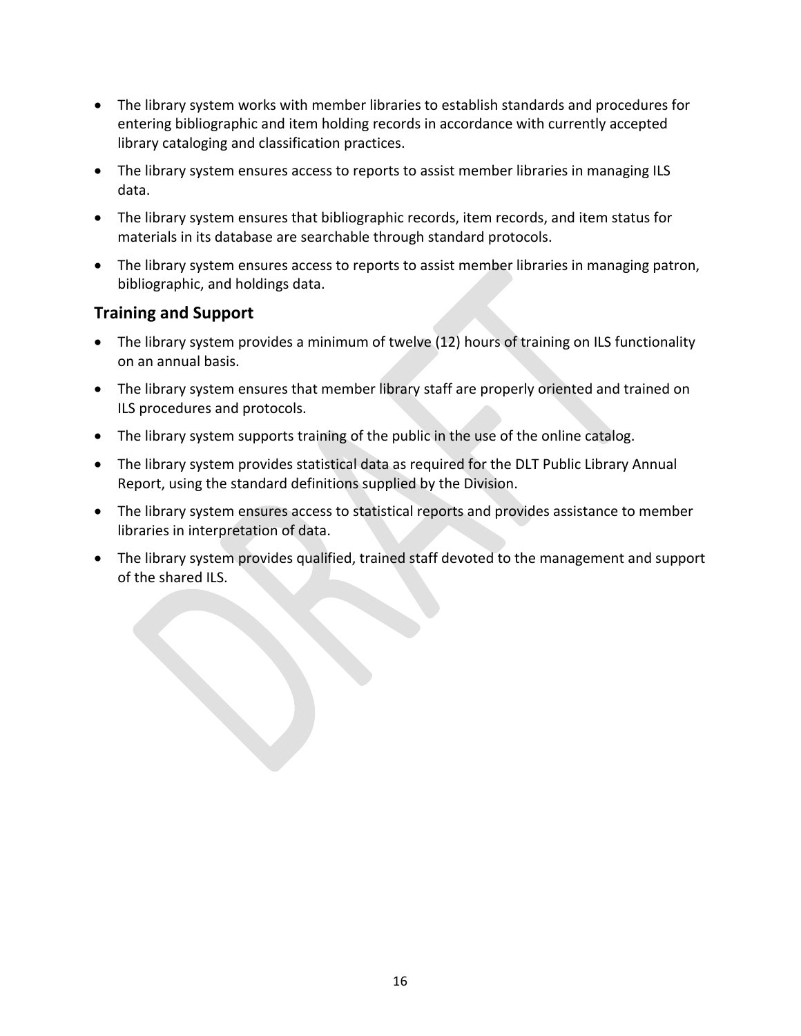- The library system works with member libraries to establish standards and procedures for entering bibliographic and item holding records in accordance with currently accepted library cataloging and classification practices.
- The library system ensures access to reports to assist member libraries in managing ILS data.
- The library system ensures that bibliographic records, item records, and item status for materials in its database are searchable through standard protocols.
- The library system ensures access to reports to assist member libraries in managing patron, bibliographic, and holdings data.

## Training and Support

- The library system provides a minimum of twelve (12) hours of training on ILS functionality on an annual basis.
- The library system ensures that member library staff are properly oriented and trained on ILS procedures and protocols.
- The library system supports training of the public in the use of the online catalog.
- The library system provides statistical data as required for the DLT Public Library Annual Report, using the standard definitions supplied by the Division.
- The library system ensures access to statistical reports and provides assistance to member libraries in interpretation of data.
- The library system provides qualified, trained staff devoted to the management and support of the shared ILS.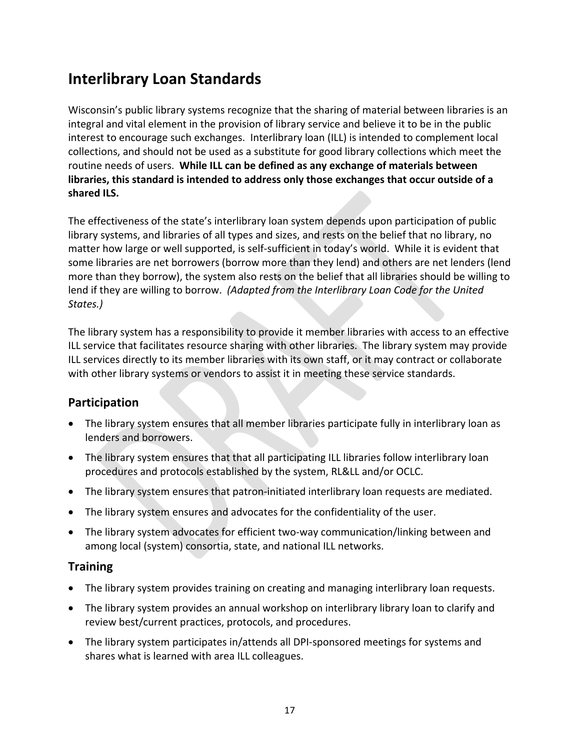# Interlibrary Loan Standards

Wisconsin's public library systems recognize that the sharing of material between libraries is an integral and vital element in the provision of library service and believe it to be in the public interest to encourage such exchanges. Interlibrary loan (ILL) is intended to complement local collections, and should not be used as a substitute for good library collections which meet the routine needs of users. **While ILL can be defined as any exchange of materials between libraries, this standard is intended to address only those exchanges that occur outside of a shared ILS.**

The effectiveness of the state's interlibrary loan system depends upon participation of public library systems, and libraries of all types and sizes, and rests on the belief that no library, no matter how large or well supported, is self-sufficient in today's world. While it is evident that some libraries are net borrowers (borrow more than they lend) and others are net lenders (lend more than they borrow), the system also rests on the belief that all libraries should be willing to lend if they are willing to borrow. *(Adapted from the Interlibrary Loan Code for the United States.)*

The library system has a responsibility to provide it member libraries with access to an effective ILL service that facilitates resource sharing with other libraries. The library system may provide ILL services directly to its member libraries with its own staff, or it may contract or collaborate with other library systems or vendors to assist it in meeting these service standards.

## Participation

- The library system ensures that all member libraries participate fully in interlibrary loan as lenders and borrowers.
- The library system ensures that that all participating ILL libraries follow interlibrary loan procedures and protocols established by the system, RL&LL and/or OCLC.
- The library system ensures that patron-initiated interlibrary loan requests are mediated.
- The library system ensures and advocates for the confidentiality of the user.
- The library system advocates for efficient two-way communication/linking between and among local (system) consortia, state, and national ILL networks.

## Training

- The library system provides training on creating and managing interlibrary loan requests.
- The library system provides an annual workshop on interlibrary library loan to clarify and review best/current practices, protocols, and procedures.
- The library system participates in/attends all DPI-sponsored meetings for systems and shares what is learned with area ILL colleagues.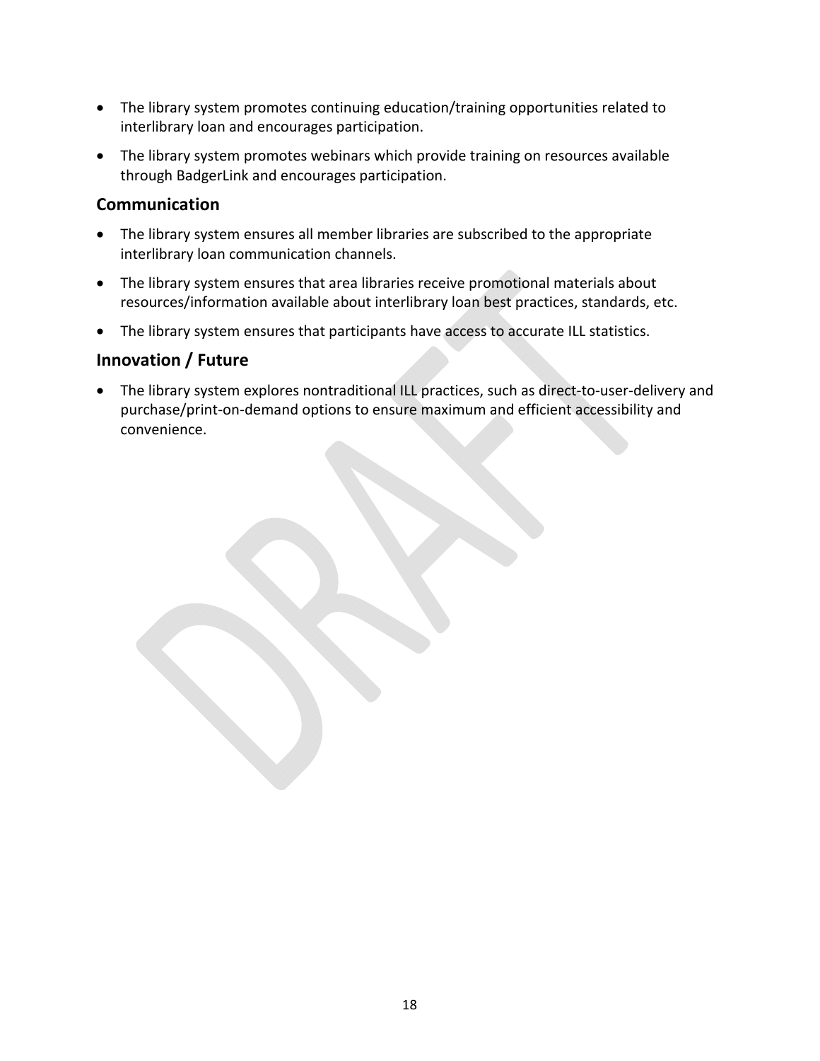- The library system promotes continuing education/training opportunities related to interlibrary loan and encourages participation.
- The library system promotes webinars which provide training on resources available through BadgerLink and encourages participation.

## Communication

- The library system ensures all member libraries are subscribed to the appropriate interlibrary loan communication channels.
- The library system ensures that area libraries receive promotional materials about resources/information available about interlibrary loan best practices, standards, etc.
- The library system ensures that participants have access to accurate ILL statistics.

## Innovation / Future

- The library system explores nontraditional ILL practices, such as direct-to-user-delivery and purchase/print-on-demand options to ensure maximum and efficient accessibility and convenience.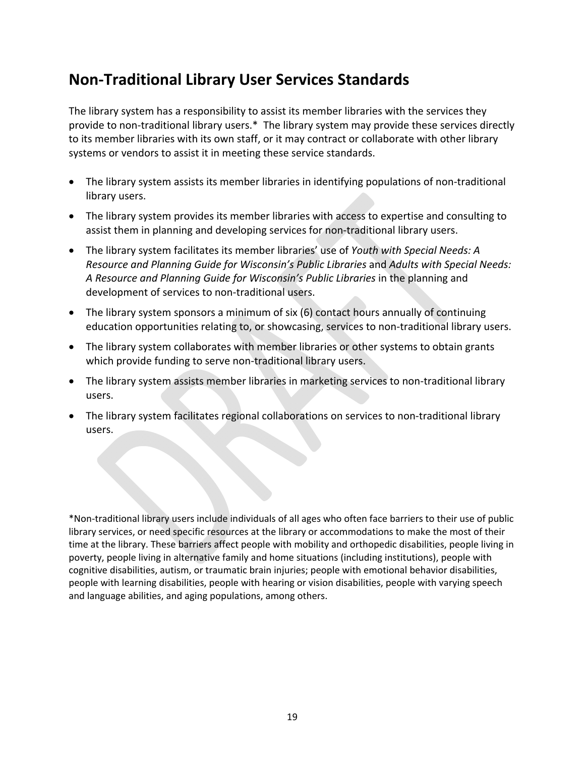## Non-Traditional Library User Services Standards

The library system has a responsibility to assist its member libraries with the services they provide to non-traditional library users.* The library system may provide these services directly to its member libraries with its own staff, or it may contract or collaborate with other library systems or vendors to assist it in meeting these service standards.

- The library system assists its member libraries in identifying populations of non-traditional library users.
- The library system provides its member libraries with access to expertise and consulting to assist them in planning and developing services for non-traditional library users.
- The library system facilitates its member libraries' use of *Youth with Special Needs: A Resource and Planning Guide for Wisconsin's Public Libraries* and *Adults with Special Needs: A Resource and Planning Guide for Wisconsin's Public Libraries* in the planning and development of services to non-traditional users.
- The library system sponsors a minimum of six (6) contact hours annually of continuing education opportunities relating to, or showcasing, services to non-traditional library users.
- The library system collaborates with member libraries or other systems to obtain grants which provide funding to serve non-traditional library users.
- The library system assists member libraries in marketing services to non-traditional library users.
- The library system facilitates regional collaborations on services to non-traditional library users.

*Non-traditional library users include individuals of all ages who often face barriers to their use of public library services, or need specific resources at the library or accommodations to make the most of their time at the library. These barriers affect people with mobility and orthopedic disabilities, people living in poverty, people living in alternative family and home situations (including institutions), people with cognitive disabilities, autism, or traumatic brain injuries; people with emotional behavior disabilities, people with learning disabilities, people with hearing or vision disabilities, people with varying speech and language abilities, and aging populations, among others.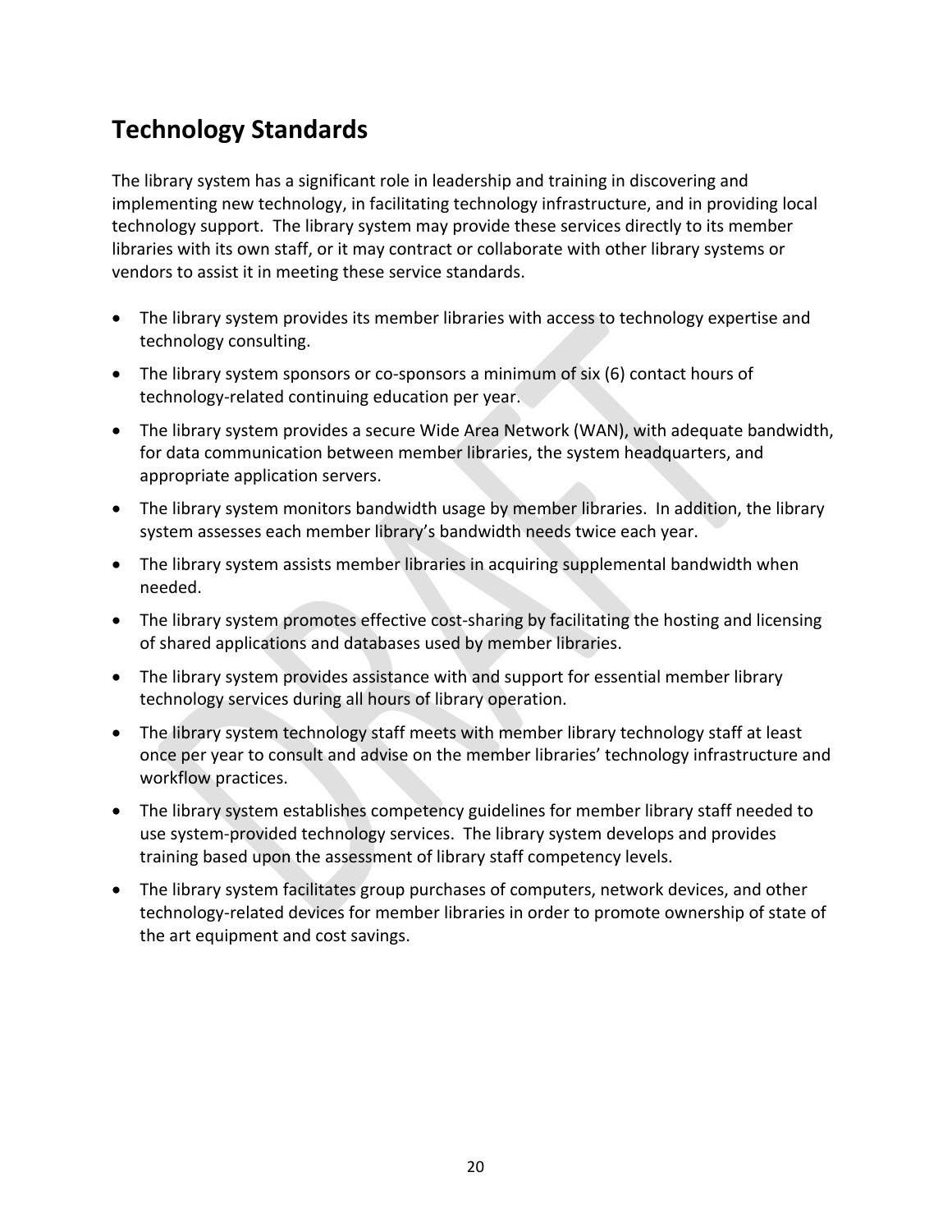## Technology Standards

The library system has a significant role in leadership and training in discovering and implementing new technology, in facilitating technology infrastructure, and in providing local technology support. The library system may provide these services directly to its member libraries with its own staff, or it may contract or collaborate with other library systems or vendors to assist it in meeting these service standards.

- The library system provides its member libraries with access to technology expertise and technology consulting.
- The library system sponsors or co-sponsors a minimum of six (6) contact hours of technology-related continuing education per year.
- The library system provides a secure Wide Area Network (WAN), with adequate bandwidth, for data communication between member libraries, the system headquarters, and appropriate application servers.
- The library system monitors bandwidth usage by member libraries. In addition, the library system assesses each member library's bandwidth needs twice each year.
- The library system assists member libraries in acquiring supplemental bandwidth when needed.
- The library system promotes effective cost-sharing by facilitating the hosting and licensing of shared applications and databases used by member libraries.
- The library system provides assistance with and support for essential member library technology services during all hours of library operation.
- The library system technology staff meets with member library technology staff at least once per year to consult and advise on the member libraries' technology infrastructure and workflow practices.
- The library system establishes competency guidelines for member library staff needed to use system-provided technology services. The library system develops and provides training based upon the assessment of library staff competency levels.
- The library system facilitates group purchases of computers, network devices, and other technology-related devices for member libraries in order to promote ownership of state of the art equipment and cost savings.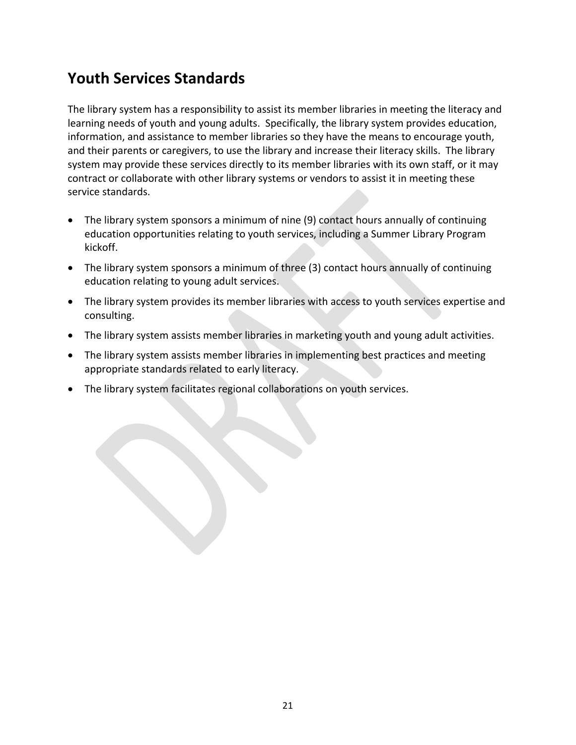## Youth Services Standards

The library system has a responsibility to assist its member libraries in meeting the literacy and learning needs of youth and young adults. Specifically, the library system provides education, information, and assistance to member libraries so they have the means to encourage youth, and their parents or caregivers, to use the library and increase their literacy skills. The library system may provide these services directly to its member libraries with its own staff, or it may contract or collaborate with other library systems or vendors to assist it in meeting these service standards.

- The library system sponsors a minimum of nine (9) contact hours annually of continuing education opportunities relating to youth services, including a Summer Library Program kickoff.
- The library system sponsors a minimum of three (3) contact hours annually of continuing education relating to young adult services.
- The library system provides its member libraries with access to youth services expertise and consulting.
- The library system assists member libraries in marketing youth and young adult activities.
- The library system assists member libraries in implementing best practices and meeting appropriate standards related to early literacy.
- The library system facilitates regional collaborations on youth services.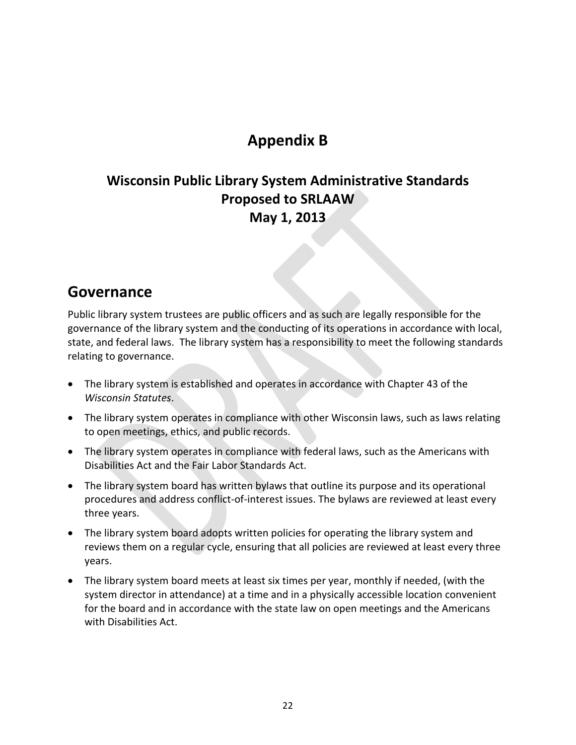# Appendix B

## Wisconsin Public Library System Administrative Standards Proposed to SRLAAW May 1, 2013

## Governance

Public library system trustees are public officers and as such are legally responsible for the governance of the library system and the conducting of its operations in accordance with local, state, and federal laws. The library system has a responsibility to meet the following standards relating to governance.

- The library system is established and operates in accordance with Chapter 43 of the *Wisconsin Statutes*.
- The library system operates in compliance with other Wisconsin laws, such as laws relating to open meetings, ethics, and public records.
- The library system operates in compliance with federal laws, such as the Americans with Disabilities Act and the Fair Labor Standards Act.
- The library system board has written bylaws that outline its purpose and its operational procedures and address conflict-of-interest issues. The bylaws are reviewed at least every three years.
- The library system board adopts written policies for operating the library system and reviews them on a regular cycle, ensuring that all policies are reviewed at least every three years.
- The library system board meets at least six times per year, monthly if needed, (with the system director in attendance) at a time and in a physically accessible location convenient for the board and in accordance with the state law on open meetings and the Americans with Disabilities Act.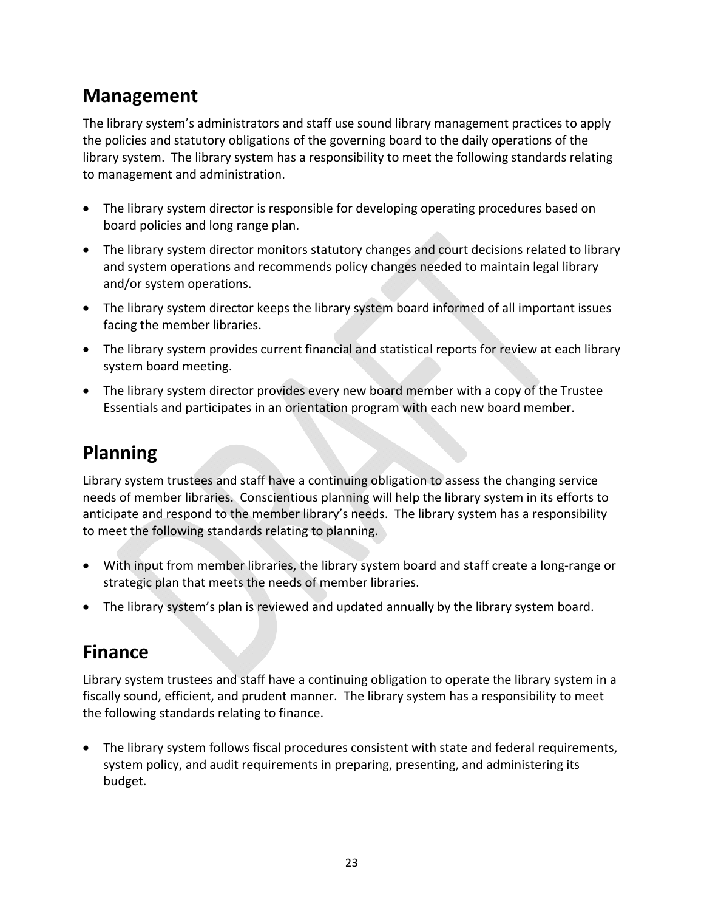## Management

The library system's administrators and staff use sound library management practices to apply the policies and statutory obligations of the governing board to the daily operations of the library system. The library system has a responsibility to meet the following standards relating to management and administration.

- The library system director is responsible for developing operating procedures based on board policies and long range plan.
- The library system director monitors statutory changes and court decisions related to library and system operations and recommends policy changes needed to maintain legal library and/or system operations.
- The library system director keeps the library system board informed of all important issues facing the member libraries.
- The library system provides current financial and statistical reports for review at each library system board meeting.
- The library system director provides every new board member with a copy of the Trustee Essentials and participates in an orientation program with each new board member.

## Planning

Library system trustees and staff have a continuing obligation to assess the changing service needs of member libraries. Conscientious planning will help the library system in its efforts to anticipate and respond to the member library's needs. The library system has a responsibility to meet the following standards relating to planning.

- With input from member libraries, the library system board and staff create a long-range or strategic plan that meets the needs of member libraries.
- The library system's plan is reviewed and updated annually by the library system board.

## Finance

Library system trustees and staff have a continuing obligation to operate the library system in a fiscally sound, efficient, and prudent manner. The library system has a responsibility to meet the following standards relating to finance.

- The library system follows fiscal procedures consistent with state and federal requirements, system policy, and audit requirements in preparing, presenting, and administering its budget.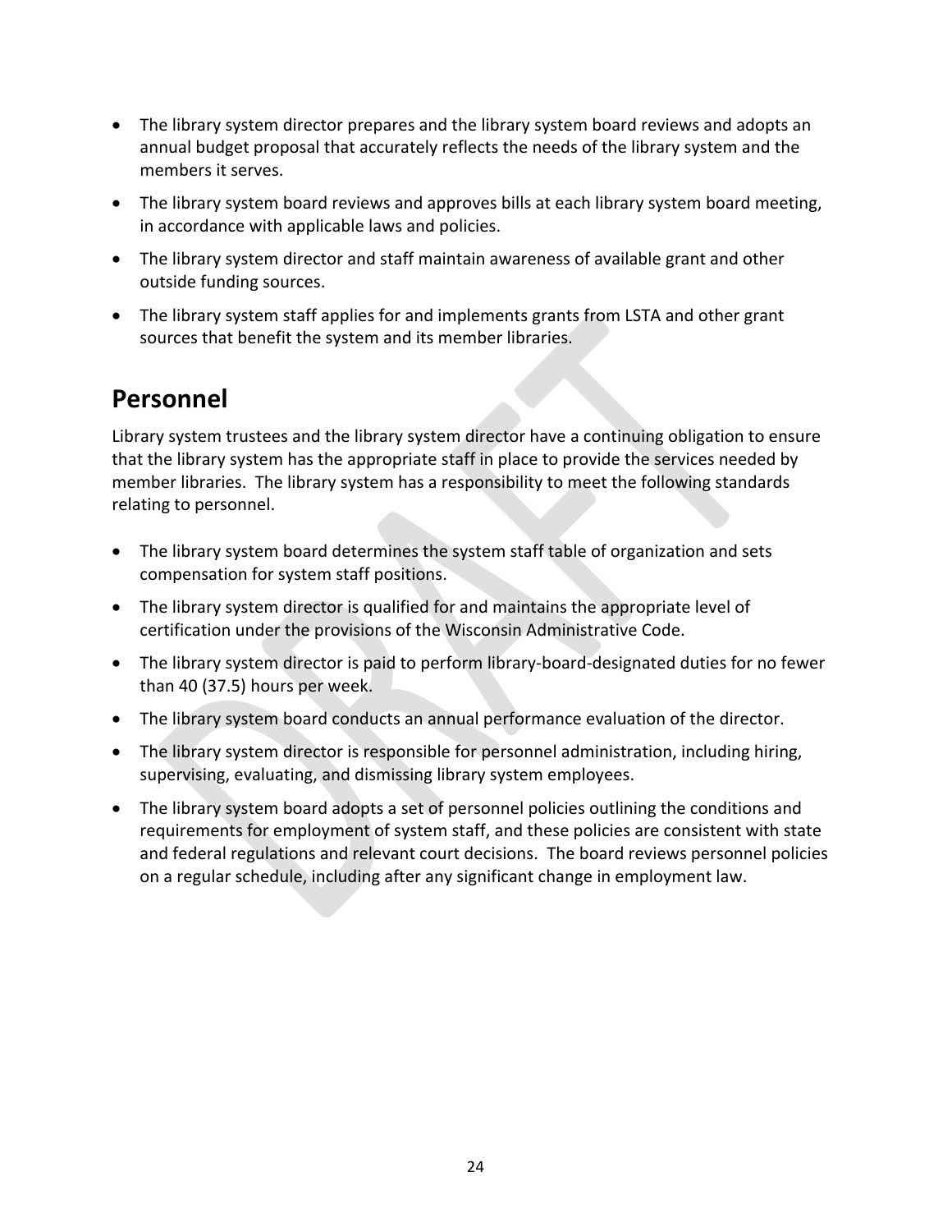- The library system director prepares and the library system board reviews and adopts an annual budget proposal that accurately reflects the needs of the library system and the members it serves.
- The library system board reviews and approves bills at each library system board meeting, in accordance with applicable laws and policies.
- The library system director and staff maintain awareness of available grant and other outside funding sources.
- The library system staff applies for and implements grants from LSTA and other grant sources that benefit the system and its member libraries.

## Personnel

Library system trustees and the library system director have a continuing obligation to ensure that the library system has the appropriate staff in place to provide the services needed by member libraries. The library system has a responsibility to meet the following standards relating to personnel.

- The library system board determines the system staff table of organization and sets compensation for system staff positions.
- The library system director is qualified for and maintains the appropriate level of certification under the provisions of the Wisconsin Administrative Code.
- The library system director is paid to perform library-board-designated duties for no fewer than 40 (37.5) hours per week.
- The library system board conducts an annual performance evaluation of the director.
- The library system director is responsible for personnel administration, including hiring, supervising, evaluating, and dismissing library system employees.
- The library system board adopts a set of personnel policies outlining the conditions and requirements for employment of system staff, and these policies are consistent with state and federal regulations and relevant court decisions. The board reviews personnel policies on a regular schedule, including after any significant change in employment law.